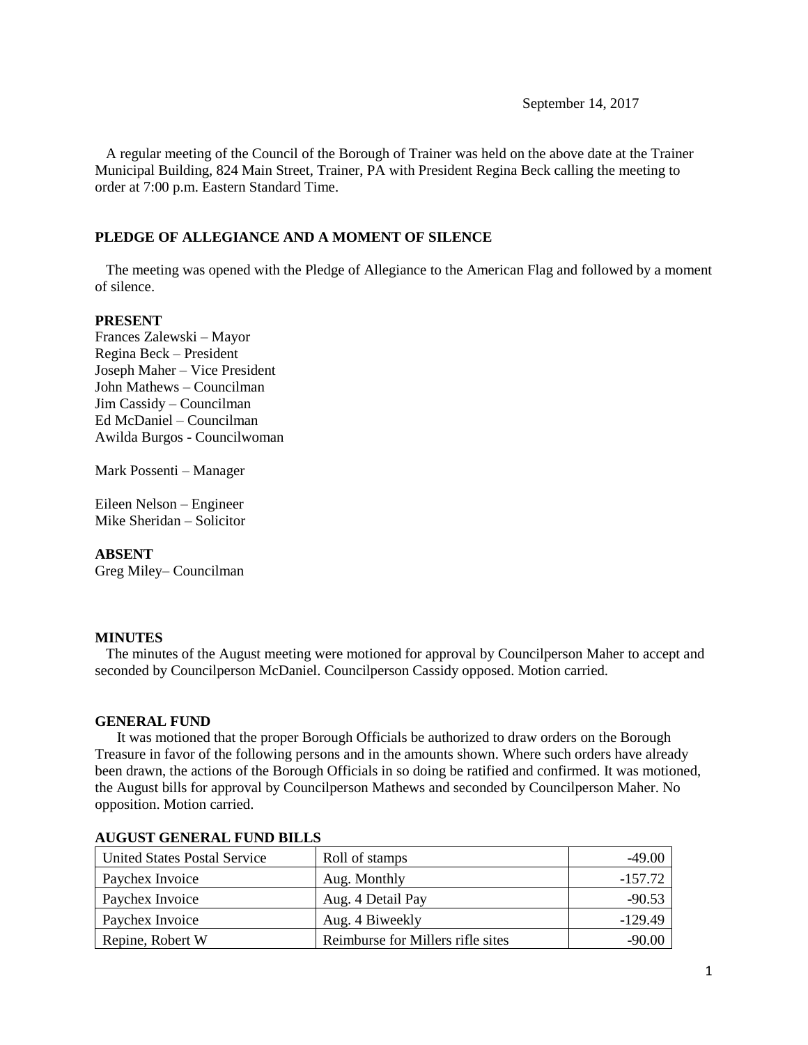September 14, 2017

A regular meeting of the Council of the Borough of Trainer was held on the above date at the Trainer Municipal Building, 824 Main Street, Trainer, PA with President Regina Beck calling the meeting to order at 7:00 p.m. Eastern Standard Time.

## PLEDGE OF ALLEGIANCE AND A MOMENT OF SILENCE

The meeting was opened with the Pledge of Allegiance to the American Flag and followed by a moment of silence.

**PRESENT**

Frances Zalewski – Mayor
Regina Beck – President
Joseph Maher – Vice President
John Mathews – Councilman
Jim Cassidy – Councilman
Ed McDaniel – Councilman
Awilda Burgos - Councilwoman

Mark Possenti – Manager

Eileen Nelson – Engineer
Mike Sheridan – Solicitor

**ABSENT**

Greg Miley– Councilman

## MINUTES

The minutes of the August meeting were motioned for approval by Councilperson Maher to accept and seconded by Councilperson McDaniel. Councilperson Cassidy opposed. Motion carried.

## GENERAL FUND

It was motioned that the proper Borough Officials be authorized to draw orders on the Borough Treasure in favor of the following persons and in the amounts shown. Where such orders have already been drawn, the actions of the Borough Officials in so doing be ratified and confirmed. It was motioned, the August bills for approval by Councilperson Mathews and seconded by Councilperson Maher. No opposition. Motion carried.

## AUGUST GENERAL FUND BILLS

| | | |
|---|---|---|
| United States Postal Service | Roll of stamps | -49.00 |
| Paychex Invoice | Aug. Monthly | -157.72 |
| Paychex Invoice | Aug. 4 Detail Pay | -90.53 |
| Paychex Invoice | Aug. 4 Biweekly | -129.49 |
| Repine, Robert W | Reimburse for Millers rifle sites | -90.00 |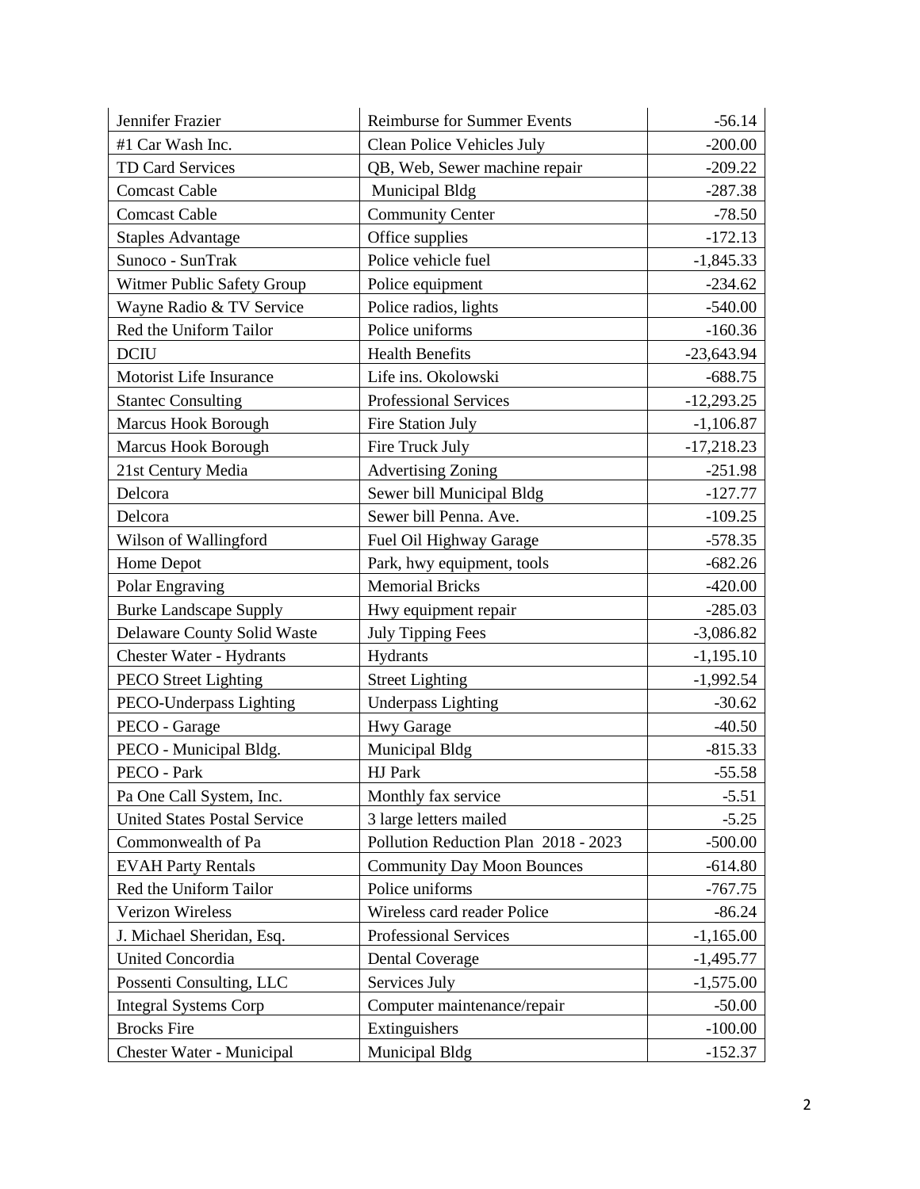| | | |
|---|---|---|
| Jennifer Frazier | Reimburse for Summer Events | -56.14 |
| #1 Car Wash Inc. | Clean Police Vehicles July | -200.00 |
| TD Card Services | QB, Web, Sewer machine repair | -209.22 |
| Comcast Cable | Municipal Bldg | -287.38 |
| Comcast Cable | Community Center | -78.50 |
| Staples Advantage | Office supplies | -172.13 |
| Sunoco - SunTrak | Police vehicle fuel | -1,845.33 |
| Witmer Public Safety Group | Police equipment | -234.62 |
| Wayne Radio & TV Service | Police radios, lights | -540.00 |
| Red the Uniform Tailor | Police uniforms | -160.36 |
| DCIU | Health Benefits | -23,643.94 |
| Motorist Life Insurance | Life ins. Okolowski | -688.75 |
| Stantec Consulting | Professional Services | -12,293.25 |
| Marcus Hook Borough | Fire Station July | -1,106.87 |
| Marcus Hook Borough | Fire Truck July | -17,218.23 |
| 21st Century Media | Advertising Zoning | -251.98 |
| Delcora | Sewer bill Municipal Bldg | -127.77 |
| Delcora | Sewer bill Penna. Ave. | -109.25 |
| Wilson of Wallingford | Fuel Oil Highway Garage | -578.35 |
| Home Depot | Park, hwy equipment, tools | -682.26 |
| Polar Engraving | Memorial Bricks | -420.00 |
| Burke Landscape Supply | Hwy equipment repair | -285.03 |
| Delaware County Solid Waste | July Tipping Fees | -3,086.82 |
| Chester Water - Hydrants | Hydrants | -1,195.10 |
| PECO Street Lighting | Street Lighting | -1,992.54 |
| PECO-Underpass Lighting | Underpass Lighting | -30.62 |
| PECO - Garage | Hwy Garage | -40.50 |
| PECO - Municipal Bldg. | Municipal Bldg | -815.33 |
| PECO - Park | HJ Park | -55.58 |
| Pa One Call System, Inc. | Monthly fax service | -5.51 |
| United States Postal Service | 3 large letters mailed | -5.25 |
| Commonwealth of Pa | Pollution Reduction Plan 2018 - 2023 | -500.00 |
| EVAH Party Rentals | Community Day Moon Bounces | -614.80 |
| Red the Uniform Tailor | Police uniforms | -767.75 |
| Verizon Wireless | Wireless card reader Police | -86.24 |
| J. Michael Sheridan, Esq. | Professional Services | -1,165.00 |
| United Concordia | Dental Coverage | -1,495.77 |
| Possenti Consulting, LLC | Services July | -1,575.00 |
| Integral Systems Corp | Computer maintenance/repair | -50.00 |
| Brocks Fire | Extinguishers | -100.00 |
| Chester Water - Municipal | Municipal Bldg | -152.37 |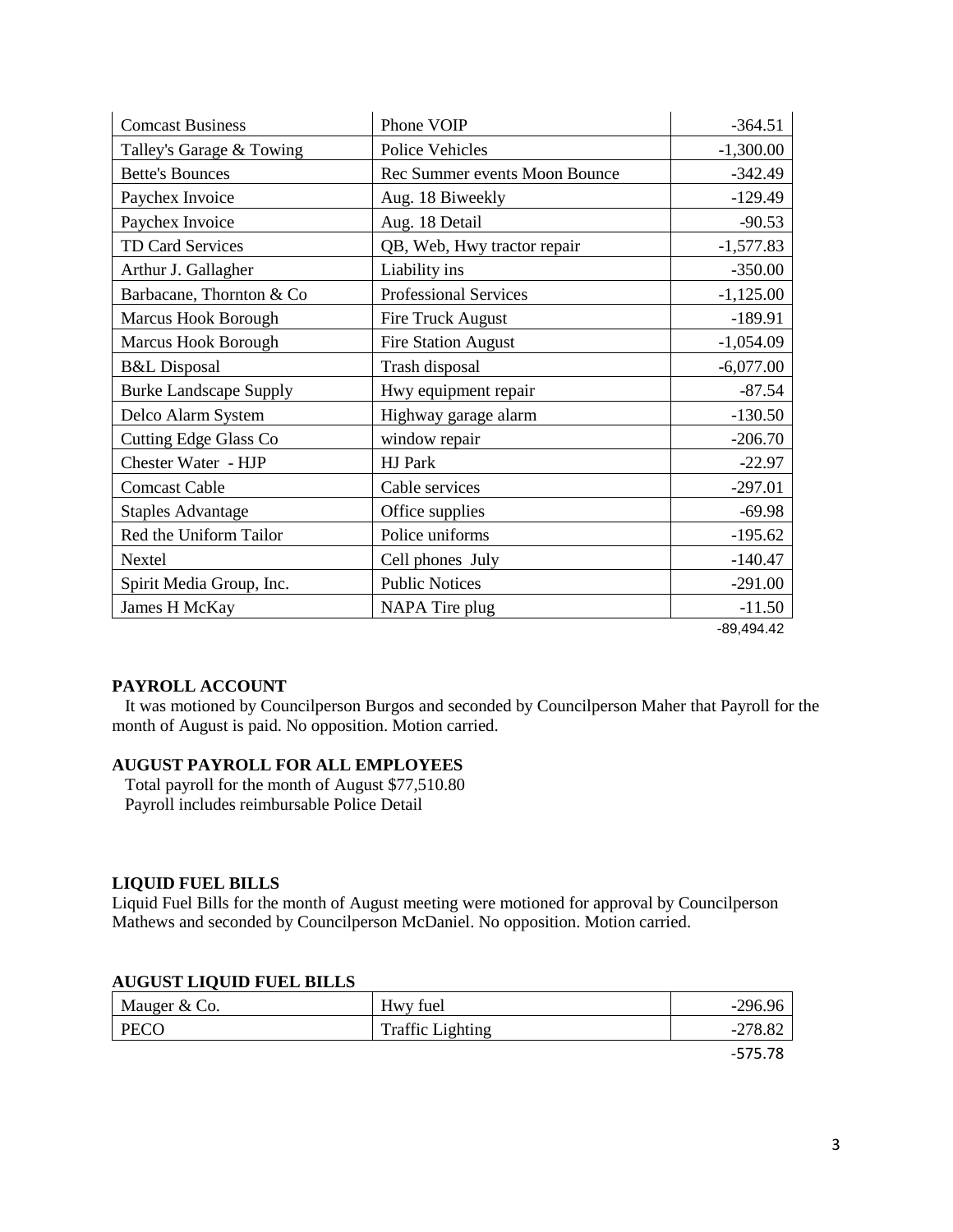| Comcast Business | Phone VOIP | -364.51 |
|---|---|---|
| Talley's Garage & Towing | Police Vehicles | -1,300.00 |
| Bette's Bounces | Rec Summer events Moon Bounce | -342.49 |
| Paychex Invoice | Aug. 18 Biweekly | -129.49 |
| Paychex Invoice | Aug. 18 Detail | -90.53 |
| TD Card Services | QB, Web, Hwy tractor repair | -1,577.83 |
| Arthur J. Gallagher | Liability ins | -350.00 |
| Barbacane, Thornton & Co | Professional Services | -1,125.00 |
| Marcus Hook Borough | Fire Truck August | -189.91 |
| Marcus Hook Borough | Fire Station August | -1,054.09 |
| B&L Disposal | Trash disposal | -6,077.00 |
| Burke Landscape Supply | Hwy equipment repair | -87.54 |
| Delco Alarm System | Highway garage alarm | -130.50 |
| Cutting Edge Glass Co | window repair | -206.70 |
| Chester Water - HJP | HJ Park | -22.97 |
| Comcast Cable | Cable services | -297.01 |
| Staples Advantage | Office supplies | -69.98 |
| Red the Uniform Tailor | Police uniforms | -195.62 |
| Nextel | Cell phones July | -140.47 |
| Spirit Media Group, Inc. | Public Notices | -291.00 |
| James H McKay | NAPA Tire plug | -11.50 |
| | | -89,494.42 |

**PAYROLL ACCOUNT**

It was motioned by Councilperson Burgos and seconded by Councilperson Maher that Payroll for the month of August is paid. No opposition. Motion carried.

**AUGUST PAYROLL FOR ALL EMPLOYEES**

Total payroll for the month of August $77,510.80
Payroll includes reimbursable Police Detail

**LIQUID FUEL BILLS**

Liquid Fuel Bills for the month of August meeting were motioned for approval by Councilperson Mathews and seconded by Councilperson McDaniel. No opposition. Motion carried.

**AUGUST LIQUID FUEL BILLS**

| Mauger & Co. | Hwy fuel | -296.96 |
|---|---|---|
| PECO | Traffic Lighting | -278.82 |
| | | -575.78 |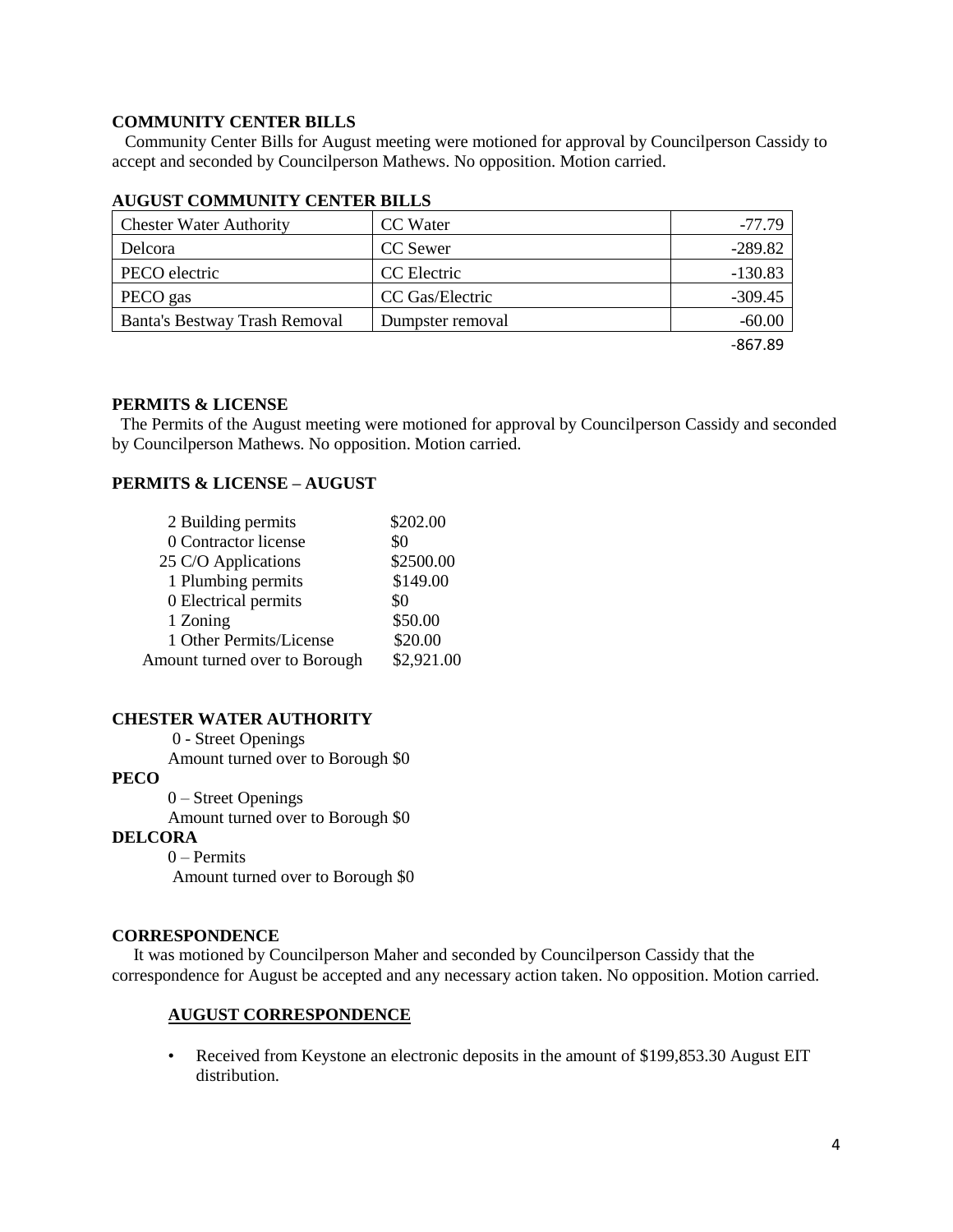**COMMUNITY CENTER BILLS**

Community Center Bills for August meeting were motioned for approval by Councilperson Cassidy to accept and seconded by Councilperson Mathews. No opposition. Motion carried.

**AUGUST COMMUNITY CENTER BILLS**

| | | |
|---|---|---|
| Chester Water Authority | CC Water | -77.79 |
| Delcora | CC Sewer | -289.82 |
| PECO electric | CC Electric | -130.83 |
| PECO gas | CC Gas/Electric | -309.45 |
| Banta's Bestway Trash Removal | Dumpster removal | -60.00 |
| | | -867.89 |

**PERMITS & LICENSE**

The Permits of the August meeting were motioned for approval by Councilperson Cassidy and seconded by Councilperson Mathews. No opposition. Motion carried.

**PERMITS & LICENSE – AUGUST**

| | |
|---|---|
| 2 Building permits | \$202.00 |
| 0 Contractor license | \$0 |
| 25 C/O Applications | \$2500.00 |
| 1 Plumbing permits | \$149.00 |
| 0 Electrical permits | \$0 |
| 1 Zoning | \$50.00 |
| 1 Other Permits/License | \$20.00 |
| Amount turned over to Borough | \$2,921.00 |

**CHESTER WATER AUTHORITY**

0 - Street Openings
Amount turned over to Borough \$0

**PECO**

0 – Street Openings
Amount turned over to Borough \$0

**DELCORA**

0 – Permits
Amount turned over to Borough \$0

**CORRESPONDENCE**

It was motioned by Councilperson Maher and seconded by Councilperson Cassidy that the correspondence for August be accepted and any necessary action taken. No opposition. Motion carried.

**AUGUST CORRESPONDENCE**

- Received from Keystone an electronic deposits in the amount of \$199,853.30 August EIT distribution.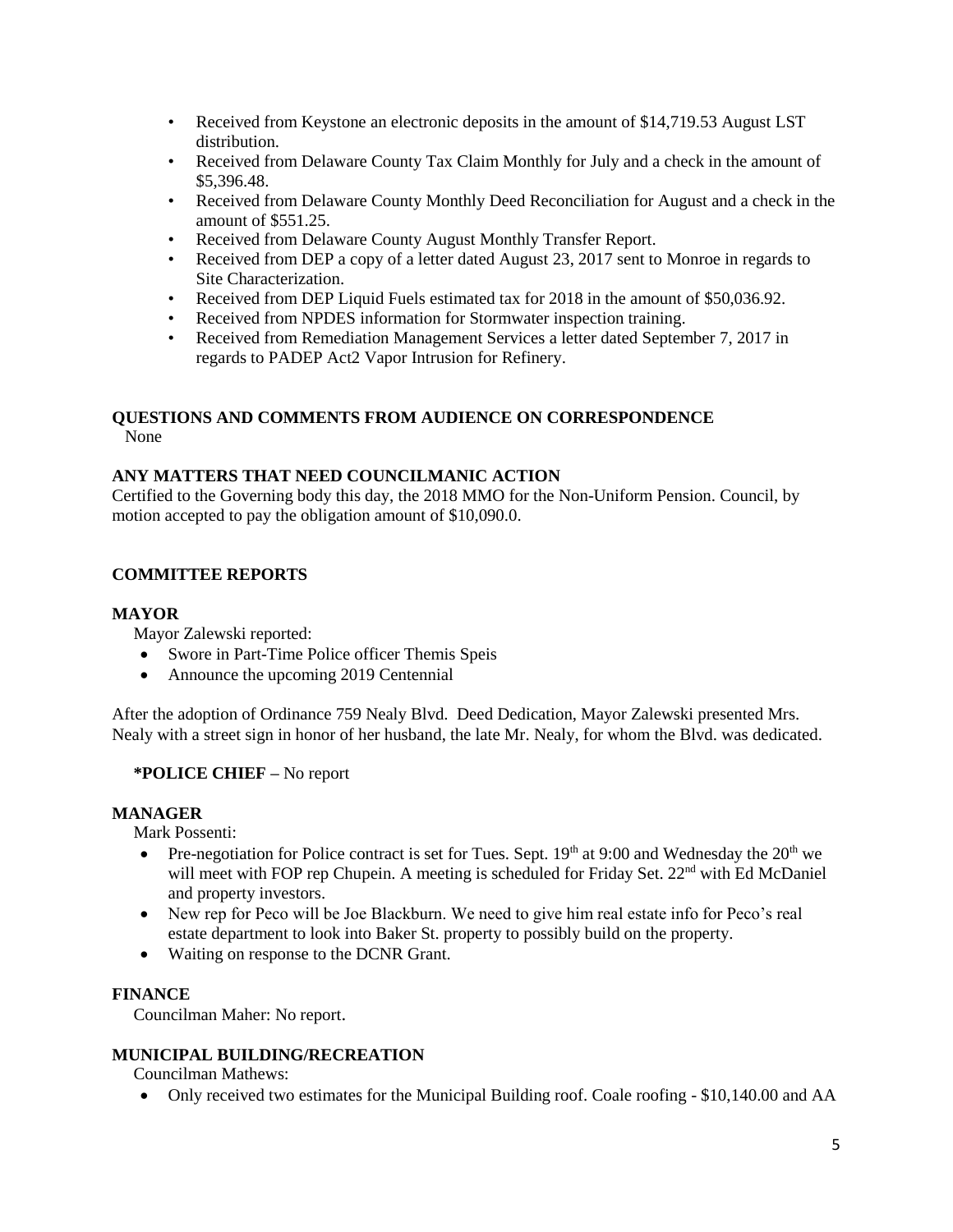- Received from Keystone an electronic deposits in the amount of $14,719.53 August LST distribution.
- Received from Delaware County Tax Claim Monthly for July and a check in the amount of $5,396.48.
- Received from Delaware County Monthly Deed Reconciliation for August and a check in the amount of $551.25.
- Received from Delaware County August Monthly Transfer Report.
- Received from DEP a copy of a letter dated August 23, 2017 sent to Monroe in regards to Site Characterization.
- Received from DEP Liquid Fuels estimated tax for 2018 in the amount of $50,036.92.
- Received from NPDES information for Stormwater inspection training.
- Received from Remediation Management Services a letter dated September 7, 2017 in regards to PADEP Act2 Vapor Intrusion for Refinery.

**QUESTIONS AND COMMENTS FROM AUDIENCE ON CORRESPONDENCE**

None

**ANY MATTERS THAT NEED COUNCILMANIC ACTION**

Certified to the Governing body this day, the 2018 MMO for the Non-Uniform Pension. Council, by motion accepted to pay the obligation amount of $10,090.0.

**COMMITTEE REPORTS**

**MAYOR**

Mayor Zalewski reported:

- Swore in Part-Time Police officer Themis Speis
- Announce the upcoming 2019 Centennial

After the adoption of Ordinance 759 Nealy Blvd. Deed Dedication, Mayor Zalewski presented Mrs. Nealy with a street sign in honor of her husband, the late Mr. Nealy, for whom the Blvd. was dedicated.

**\*POLICE CHIEF –** No report

**MANAGER**

Mark Possenti:

- Pre-negotiation for Police contract is set for Tues. Sept. 19th at 9:00 and Wednesday the 20th we will meet with FOP rep Chupein. A meeting is scheduled for Friday Set. 22nd with Ed McDaniel and property investors.
- New rep for Peco will be Joe Blackburn. We need to give him real estate info for Peco's real estate department to look into Baker St. property to possibly build on the property.
- Waiting on response to the DCNR Grant.

**FINANCE**

Councilman Maher: No report.

**MUNICIPAL BUILDING/RECREATION**

Councilman Mathews:

- Only received two estimates for the Municipal Building roof. Coale roofing - $10,140.00 and AA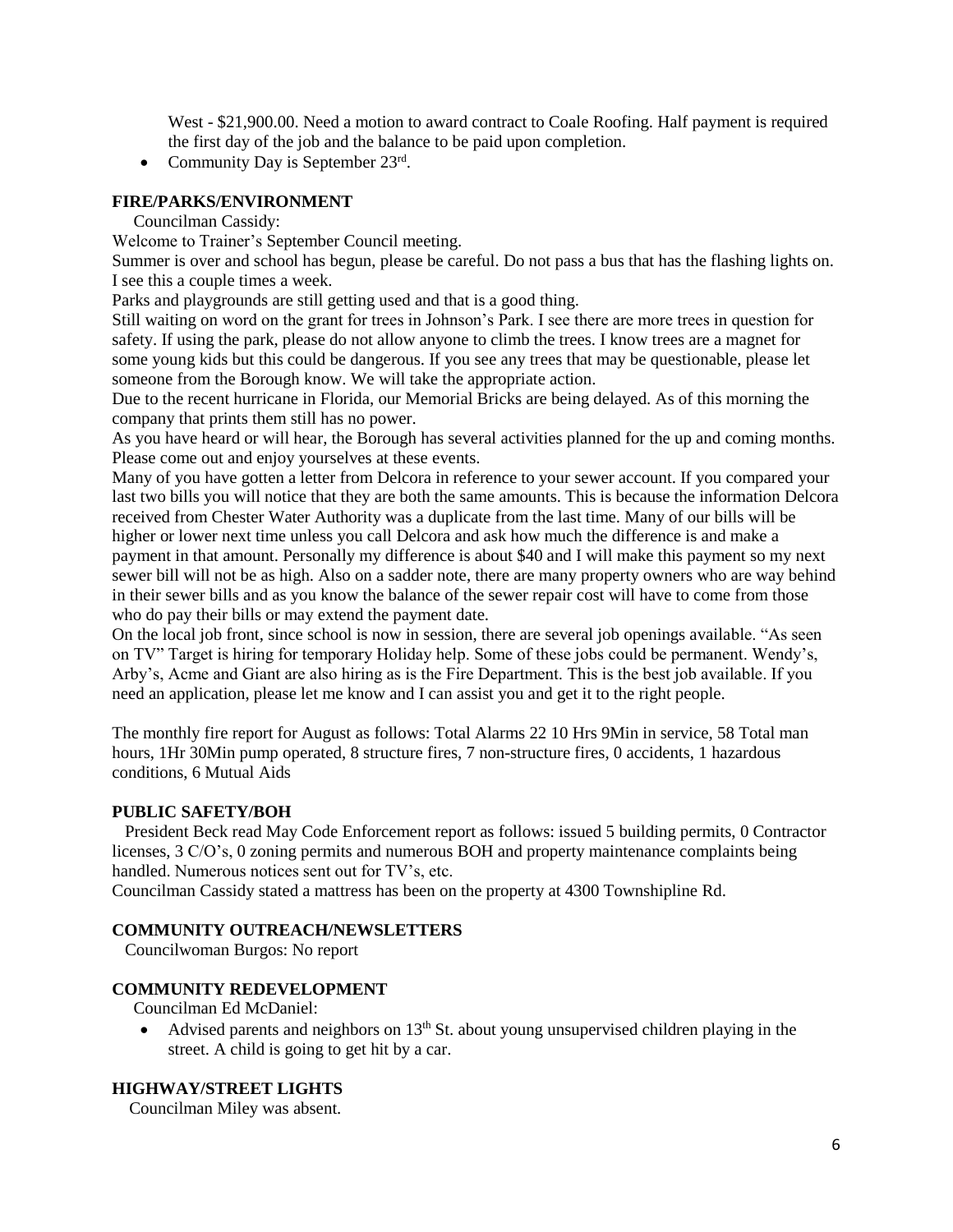West - $21,900.00. Need a motion to award contract to Coale Roofing. Half payment is required the first day of the job and the balance to be paid upon completion.

- Community Day is September 23rd.

**FIRE/PARKS/ENVIRONMENT**

Councilman Cassidy:

Welcome to Trainer's September Council meeting.

Summer is over and school has begun, please be careful. Do not pass a bus that has the flashing lights on. I see this a couple times a week.

Parks and playgrounds are still getting used and that is a good thing.

Still waiting on word on the grant for trees in Johnson's Park. I see there are more trees in question for safety. If using the park, please do not allow anyone to climb the trees. I know trees are a magnet for some young kids but this could be dangerous. If you see any trees that may be questionable, please let someone from the Borough know. We will take the appropriate action.

Due to the recent hurricane in Florida, our Memorial Bricks are being delayed. As of this morning the company that prints them still has no power.

As you have heard or will hear, the Borough has several activities planned for the up and coming months. Please come out and enjoy yourselves at these events.

Many of you have gotten a letter from Delcora in reference to your sewer account. If you compared your last two bills you will notice that they are both the same amounts. This is because the information Delcora received from Chester Water Authority was a duplicate from the last time. Many of our bills will be higher or lower next time unless you call Delcora and ask how much the difference is and make a payment in that amount. Personally my difference is about $40 and I will make this payment so my next sewer bill will not be as high. Also on a sadder note, there are many property owners who are way behind in their sewer bills and as you know the balance of the sewer repair cost will have to come from those who do pay their bills or may extend the payment date.

On the local job front, since school is now in session, there are several job openings available. "As seen on TV" Target is hiring for temporary Holiday help. Some of these jobs could be permanent. Wendy's, Arby's, Acme and Giant are also hiring as is the Fire Department. This is the best job available. If you need an application, please let me know and I can assist you and get it to the right people.

The monthly fire report for August as follows: Total Alarms 22 10 Hrs 9Min in service, 58 Total man hours, 1Hr 30Min pump operated, 8 structure fires, 7 non-structure fires, 0 accidents, 1 hazardous conditions, 6 Mutual Aids

**PUBLIC SAFETY/BOH**

President Beck read May Code Enforcement report as follows: issued 5 building permits, 0 Contractor licenses, 3 C/O's, 0 zoning permits and numerous BOH and property maintenance complaints being handled. Numerous notices sent out for TV's, etc.

Councilman Cassidy stated a mattress has been on the property at 4300 Townshipline Rd.

**COMMUNITY OUTREACH/NEWSLETTERS**

Councilwoman Burgos: No report

**COMMUNITY REDEVELOPMENT**

Councilman Ed McDaniel:

- Advised parents and neighbors on 13th St. about young unsupervised children playing in the street. A child is going to get hit by a car.

**HIGHWAY/STREET LIGHTS**

Councilman Miley was absent.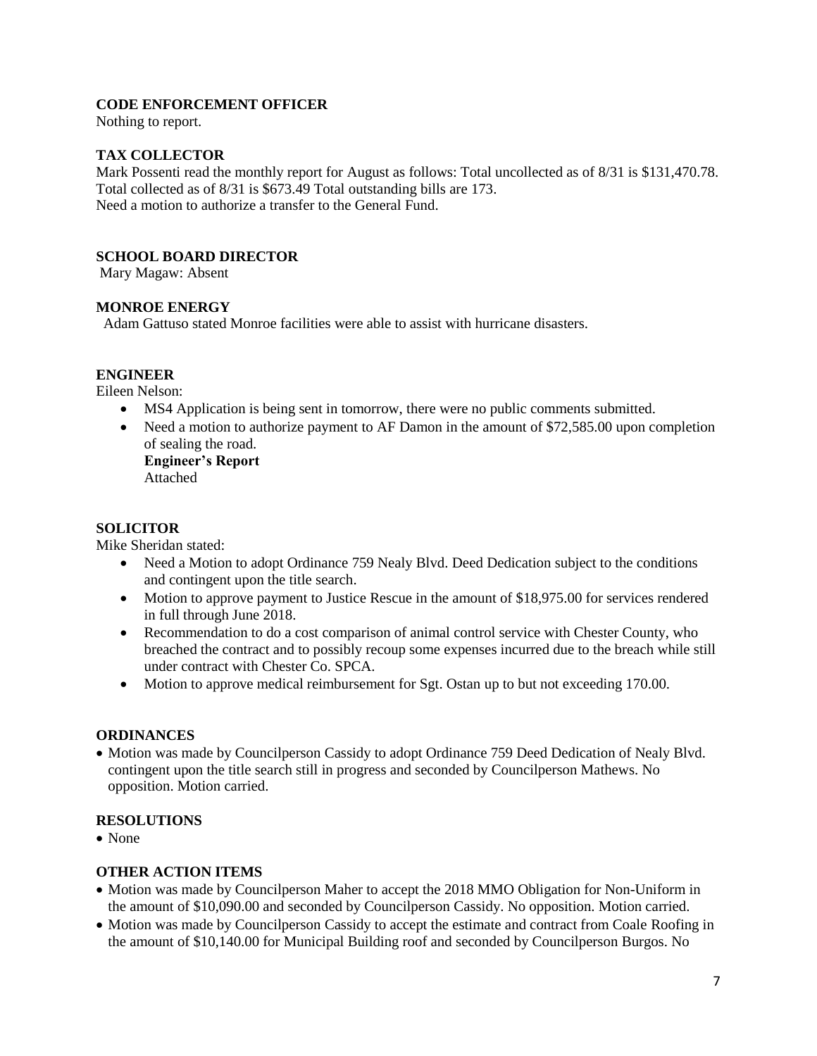**CODE ENFORCEMENT OFFICER**

Nothing to report.

**TAX COLLECTOR**

Mark Possenti read the monthly report for August as follows: Total uncollected as of 8/31 is $131,470.78. Total collected as of 8/31 is $673.49 Total outstanding bills are 173.
Need a motion to authorize a transfer to the General Fund.

**SCHOOL BOARD DIRECTOR**

Mary Magaw: Absent

**MONROE ENERGY**

Adam Gattuso stated Monroe facilities were able to assist with hurricane disasters.

**ENGINEER**

Eileen Nelson:

- MS4 Application is being sent in tomorrow, there were no public comments submitted.
- Need a motion to authorize payment to AF Damon in the amount of $72,585.00 upon completion of sealing the road.
  **Engineer's Report**
  Attached

**SOLICITOR**

Mike Sheridan stated:

- Need a Motion to adopt Ordinance 759 Nealy Blvd. Deed Dedication subject to the conditions and contingent upon the title search.
- Motion to approve payment to Justice Rescue in the amount of $18,975.00 for services rendered in full through June 2018.
- Recommendation to do a cost comparison of animal control service with Chester County, who breached the contract and to possibly recoup some expenses incurred due to the breach while still under contract with Chester Co. SPCA.
- Motion to approve medical reimbursement for Sgt. Ostan up to but not exceeding 170.00.

**ORDINANCES**

- Motion was made by Councilperson Cassidy to adopt Ordinance 759 Deed Dedication of Nealy Blvd. contingent upon the title search still in progress and seconded by Councilperson Mathews. No opposition. Motion carried.

**RESOLUTIONS**

- None

**OTHER ACTION ITEMS**

- Motion was made by Councilperson Maher to accept the 2018 MMO Obligation for Non-Uniform in the amount of $10,090.00 and seconded by Councilperson Cassidy. No opposition. Motion carried.
- Motion was made by Councilperson Cassidy to accept the estimate and contract from Coale Roofing in the amount of $10,140.00 for Municipal Building roof and seconded by Councilperson Burgos. No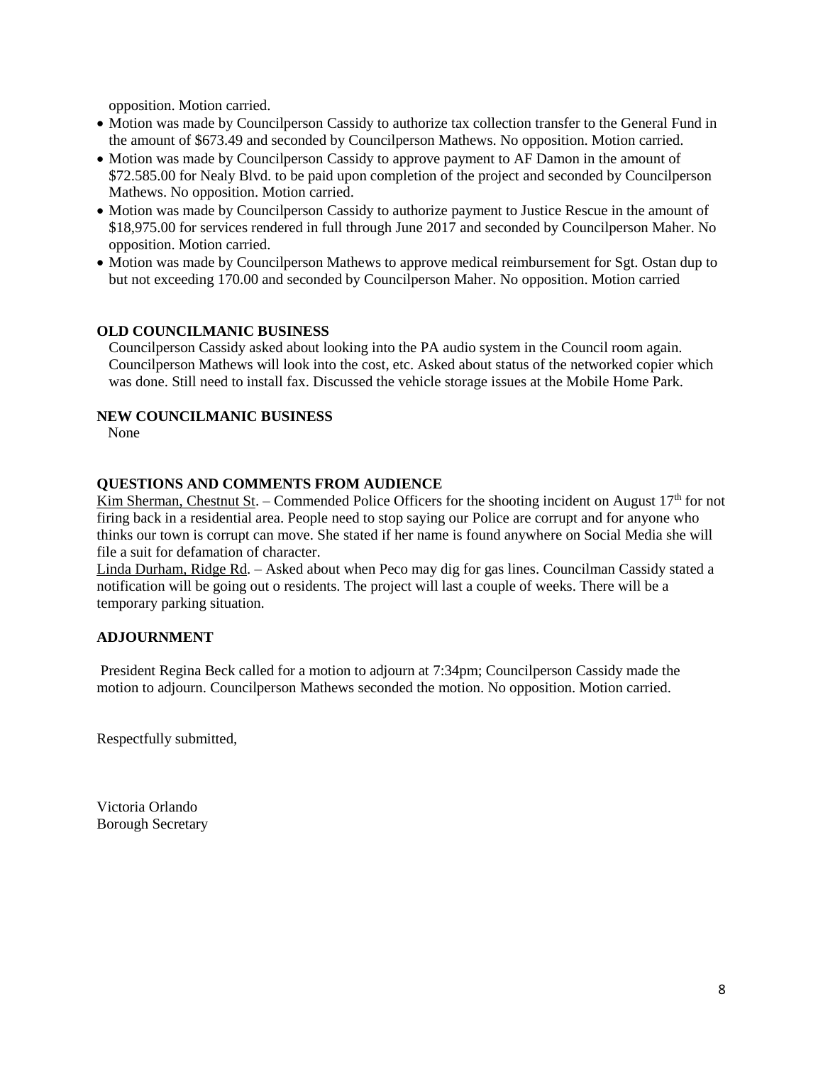opposition. Motion carried.

- Motion was made by Councilperson Cassidy to authorize tax collection transfer to the General Fund in the amount of $673.49 and seconded by Councilperson Mathews. No opposition. Motion carried.
- Motion was made by Councilperson Cassidy to approve payment to AF Damon in the amount of $72.585.00 for Nealy Blvd. to be paid upon completion of the project and seconded by Councilperson Mathews. No opposition. Motion carried.
- Motion was made by Councilperson Cassidy to authorize payment to Justice Rescue in the amount of $18,975.00 for services rendered in full through June 2017 and seconded by Councilperson Maher. No opposition. Motion carried.
- Motion was made by Councilperson Mathews to approve medical reimbursement for Sgt. Ostan dup to but not exceeding 170.00 and seconded by Councilperson Maher. No opposition. Motion carried

**OLD COUNCILMANIC BUSINESS**

Councilperson Cassidy asked about looking into the PA audio system in the Council room again. Councilperson Mathews will look into the cost, etc. Asked about status of the networked copier which was done. Still need to install fax. Discussed the vehicle storage issues at the Mobile Home Park.

**NEW COUNCILMANIC BUSINESS**

None

**QUESTIONS AND COMMENTS FROM AUDIENCE**

Kim Sherman, Chestnut St. – Commended Police Officers for the shooting incident on August 17th for not firing back in a residential area. People need to stop saying our Police are corrupt and for anyone who thinks our town is corrupt can move. She stated if her name is found anywhere on Social Media she will file a suit for defamation of character.

Linda Durham, Ridge Rd. – Asked about when Peco may dig for gas lines. Councilman Cassidy stated a notification will be going out o residents. The project will last a couple of weeks. There will be a temporary parking situation.

**ADJOURNMENT**

President Regina Beck called for a motion to adjourn at 7:34pm; Councilperson Cassidy made the motion to adjourn. Councilperson Mathews seconded the motion. No opposition. Motion carried.

Respectfully submitted,

Victoria Orlando
Borough Secretary